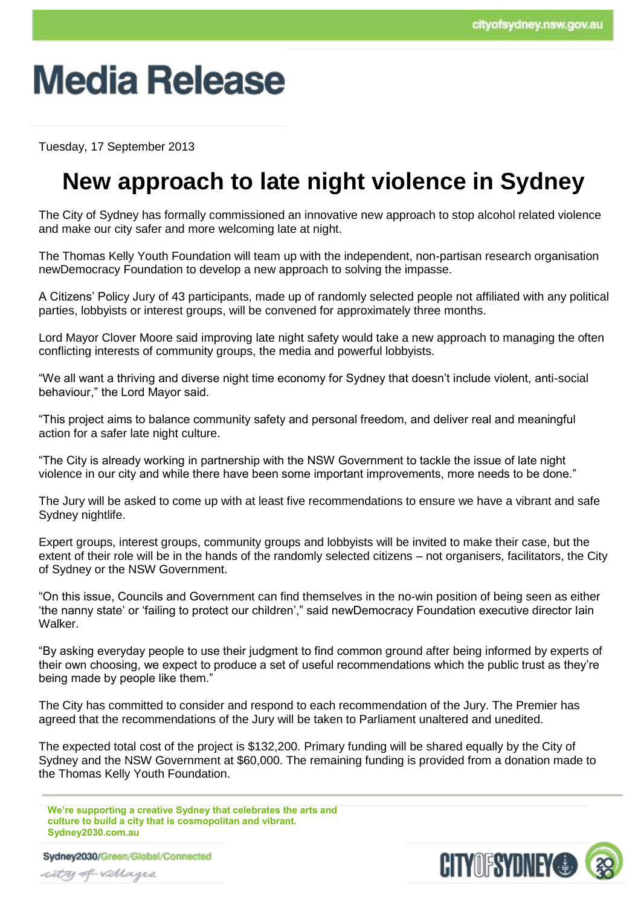# Media Release

Tuesday, 17 September 2013

## New approach to late night violence in Sydney

The City of Sydney has formally commissioned an innovative new approach to stop alcohol related violence and make our city safer and more welcoming late at night.

The Thomas Kelly Youth Foundation will team up with the independent, non-partisan research organisation newDemocracy Foundation to develop a new approach to solving the impasse.

A Citizens' Policy Jury of 43 participants, made up of randomly selected people not affiliated with any political parties, lobbyists or interest groups, will be convened for approximately three months.

Lord Mayor Clover Moore said improving late night safety would take a new approach to managing the often conflicting interests of community groups, the media and powerful lobbyists.

"We all want a thriving and diverse night time economy for Sydney that doesn't include violent, anti-social behaviour," the Lord Mayor said.

"This project aims to balance community safety and personal freedom, and deliver real and meaningful action for a safer late night culture.

"The City is already working in partnership with the NSW Government to tackle the issue of late night violence in our city and while there have been some important improvements, more needs to be done."

The Jury will be asked to come up with at least five recommendations to ensure we have a vibrant and safe Sydney nightlife.

Expert groups, interest groups, community groups and lobbyists will be invited to make their case, but the extent of their role will be in the hands of the randomly selected citizens – not organisers, facilitators, the City of Sydney or the NSW Government.

"On this issue, Councils and Government can find themselves in the no-win position of being seen as either 'the nanny state' or 'failing to protect our children'," said newDemocracy Foundation executive director Iain Walker.

"By asking everyday people to use their judgment to find common ground after being informed by experts of their own choosing, we expect to produce a set of useful recommendations which the public trust as they're being made by people like them."

The City has committed to consider and respond to each recommendation of the Jury. The Premier has agreed that the recommendations of the Jury will be taken to Parliament unaltered and unedited.

The expected total cost of the project is $132,200. Primary funding will be shared equally by the City of Sydney and the NSW Government at $60,000. The remaining funding is provided from a donation made to the Thomas Kelly Youth Foundation.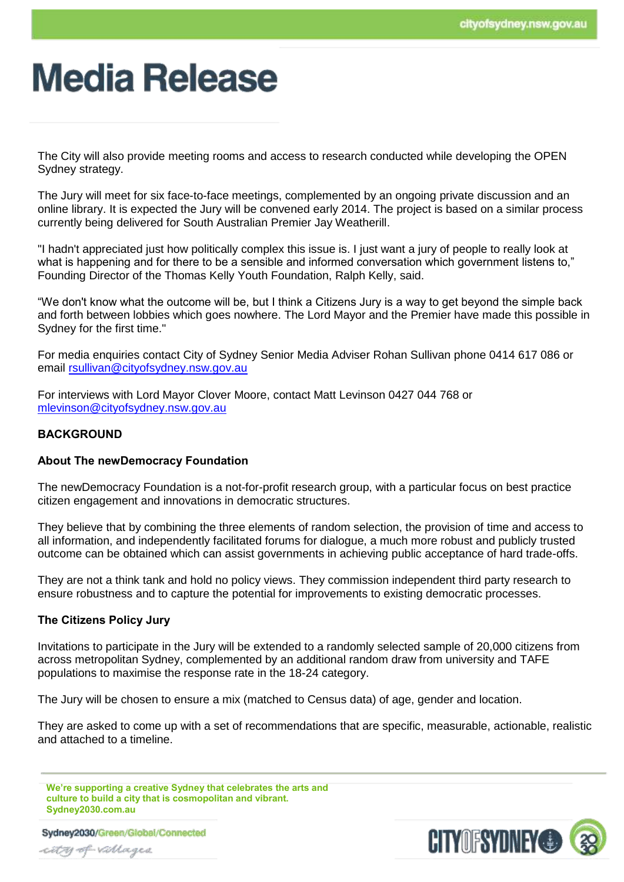The City will also provide meeting rooms and access to research conducted while developing the OPEN Sydney strategy.

The Jury will meet for six face-to-face meetings, complemented by an ongoing private discussion and an online library. It is expected the Jury will be convened early 2014. The project is based on a similar process currently being delivered for South Australian Premier Jay Weatherill.

"I hadn't appreciated just how politically complex this issue is. I just want a jury of people to really look at what is happening and for there to be a sensible and informed conversation which government listens to," Founding Director of the Thomas Kelly Youth Foundation, Ralph Kelly, said.

"We don't know what the outcome will be, but I think a Citizens Jury is a way to get beyond the simple back and forth between lobbies which goes nowhere. The Lord Mayor and the Premier have made this possible in Sydney for the first time."

For media enquiries contact City of Sydney Senior Media Adviser Rohan Sullivan phone 0414 617 086 or email rsullivan@cityofsydney.nsw.gov.au

For interviews with Lord Mayor Clover Moore, contact Matt Levinson 0427 044 768 or mlevinson@cityofsydney.nsw.gov.au

**BACKGROUND**

**About The newDemocracy Foundation**

The newDemocracy Foundation is a not-for-profit research group, with a particular focus on best practice citizen engagement and innovations in democratic structures.

They believe that by combining the three elements of random selection, the provision of time and access to all information, and independently facilitated forums for dialogue, a much more robust and publicly trusted outcome can be obtained which can assist governments in achieving public acceptance of hard trade-offs.

They are not a think tank and hold no policy views. They commission independent third party research to ensure robustness and to capture the potential for improvements to existing democratic processes.

**The Citizens Policy Jury**

Invitations to participate in the Jury will be extended to a randomly selected sample of 20,000 citizens from across metropolitan Sydney, complemented by an additional random draw from university and TAFE populations to maximise the response rate in the 18-24 category.

The Jury will be chosen to ensure a mix (matched to Census data) of age, gender and location.

They are asked to come up with a set of recommendations that are specific, measurable, actionable, realistic and attached to a timeline.